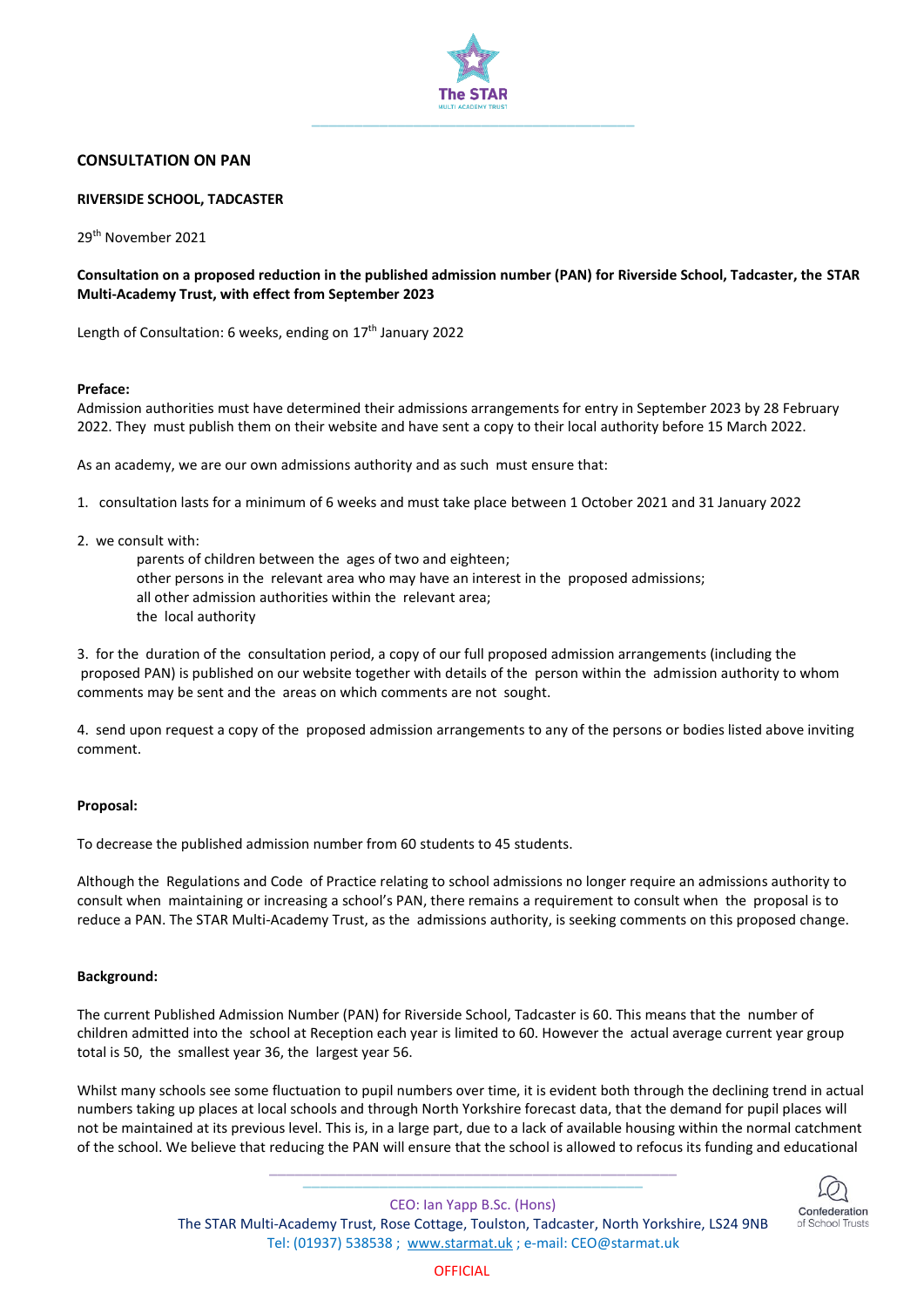## CONSULTATION ON PAN

**RIVERSIDE SCHOOL, TADCASTER**

29th November 2021

**Consultation on a proposed reduction in the published admission number (PAN) for Riverside School, Tadcaster, the STAR Multi-Academy Trust, with effect from September 2023**

Length of Consultation: 6 weeks, ending on 17th January 2022

**Preface:**
Admission authorities must have determined their admissions arrangements for entry in September 2023 by 28 February 2022. They must publish them on their website and have sent a copy to their local authority before 15 March 2022.

As an academy, we are our own admissions authority and as such must ensure that:

1. consultation lasts for a minimum of 6 weeks and must take place between 1 October 2021 and 31 January 2022
2. we consult with:
   - parents of children between the ages of two and eighteen;
   - other persons in the relevant area who may have an interest in the proposed admissions;
   - all other admission authorities within the relevant area;
   - the local authority
3. for the duration of the consultation period, a copy of our full proposed admission arrangements (including the proposed PAN) is published on our website together with details of the person within the admission authority to whom comments may be sent and the areas on which comments are not sought.
4. send upon request a copy of the proposed admission arrangements to any of the persons or bodies listed above inviting comment.

**Proposal:**

To decrease the published admission number from 60 students to 45 students.

Although the Regulations and Code of Practice relating to school admissions no longer require an admissions authority to consult when maintaining or increasing a school's PAN, there remains a requirement to consult when the proposal is to reduce a PAN. The STAR Multi-Academy Trust, as the admissions authority, is seeking comments on this proposed change.

**Background:**

The current Published Admission Number (PAN) for Riverside School, Tadcaster is 60. This means that the number of children admitted into the school at Reception each year is limited to 60. However the actual average current year group total is 50, the smallest year 36, the largest year 56.

Whilst many schools see some fluctuation to pupil numbers over time, it is evident both through the declining trend in actual numbers taking up places at local schools and through North Yorkshire forecast data, that the demand for pupil places will not be maintained at its previous level. This is, in a large part, due to a lack of available housing within the normal catchment of the school. We believe that reducing the PAN will ensure that the school is allowed to refocus its funding and educational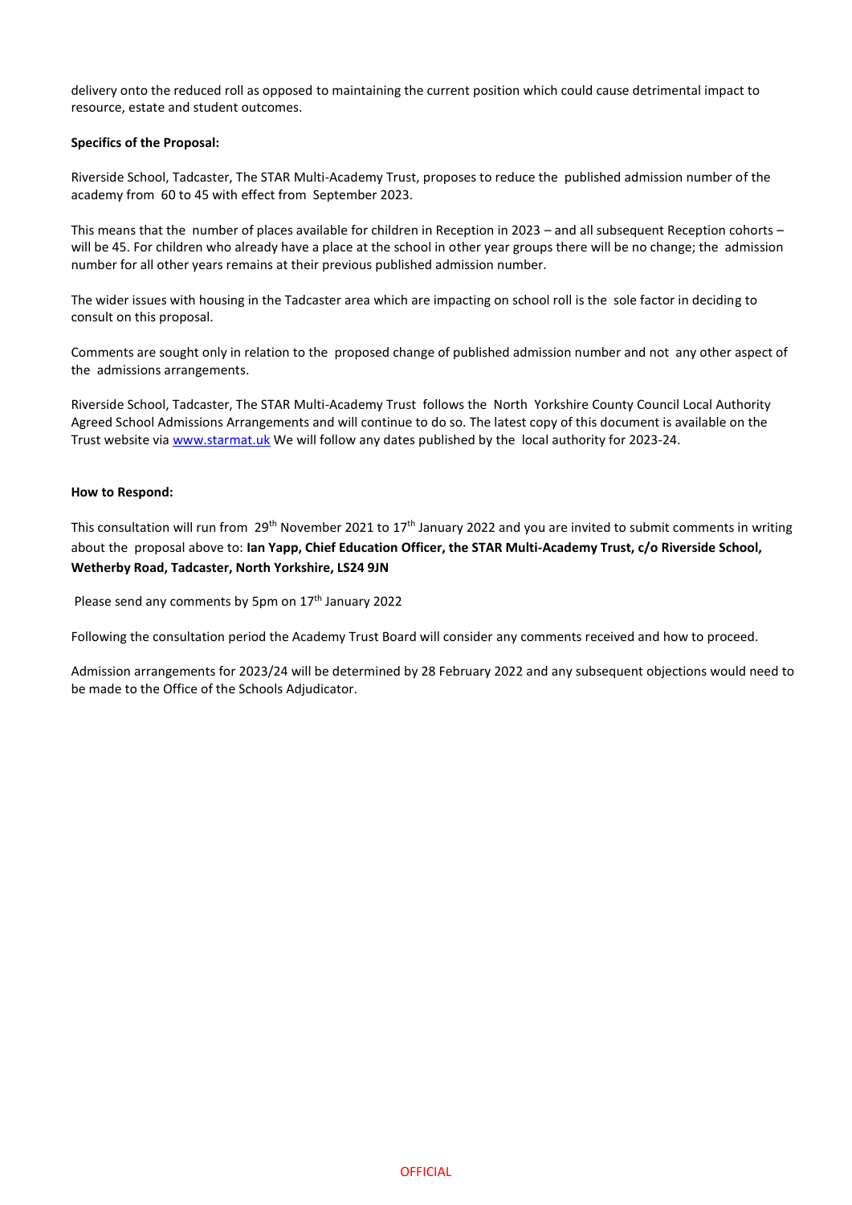delivery onto the reduced roll as opposed to maintaining the current position which could cause detrimental impact to resource, estate and student outcomes.

**Specifics of the Proposal:**

Riverside School, Tadcaster, The STAR Multi-Academy Trust, proposes to reduce the published admission number of the academy from 60 to 45 with effect from September 2023.

This means that the number of places available for children in Reception in 2023 – and all subsequent Reception cohorts – will be 45. For children who already have a place at the school in other year groups there will be no change; the admission number for all other years remains at their previous published admission number.

The wider issues with housing in the Tadcaster area which are impacting on school roll is the sole factor in deciding to consult on this proposal.

Comments are sought only in relation to the proposed change of published admission number and not any other aspect of the admissions arrangements.

Riverside School, Tadcaster, The STAR Multi-Academy Trust follows the North Yorkshire County Council Local Authority Agreed School Admissions Arrangements and will continue to do so. The latest copy of this document is available on the Trust website via [www.starmat.uk](http://www.starmat.uk) We will follow any dates published by the local authority for 2023-24.

**How to Respond:**

This consultation will run from 29th November 2021 to 17th January 2022 and you are invited to submit comments in writing about the proposal above to: **Ian Yapp, Chief Education Officer, the STAR Multi-Academy Trust, c/o Riverside School, Wetherby Road, Tadcaster, North Yorkshire, LS24 9JN**

Please send any comments by 5pm on 17th January 2022

Following the consultation period the Academy Trust Board will consider any comments received and how to proceed.

Admission arrangements for 2023/24 will be determined by 28 February 2022 and any subsequent objections would need to be made to the Office of the Schools Adjudicator.